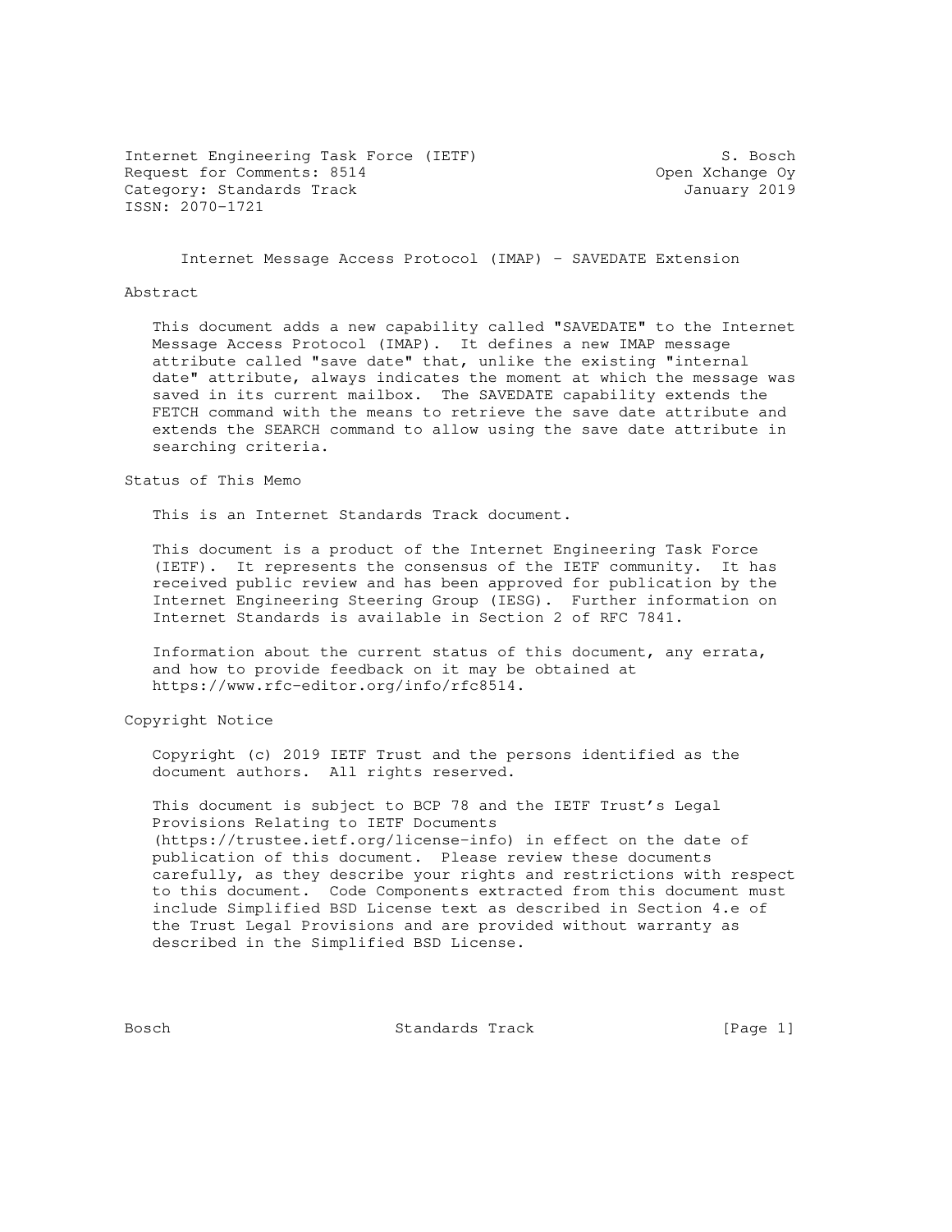Internet Engineering Task Force (IETF) S. Bosch
Request for Comments: 8514 Open Xchange Oy
Category: Standards Track January 2019
ISSN: 2070-1721

# Internet Message Access Protocol (IMAP) - SAVEDATE Extension

## Abstract

This document adds a new capability called "SAVEDATE" to the Internet Message Access Protocol (IMAP). It defines a new IMAP message attribute called "save date" that, unlike the existing "internal date" attribute, always indicates the moment at which the message was saved in its current mailbox. The SAVEDATE capability extends the FETCH command with the means to retrieve the save date attribute and extends the SEARCH command to allow using the save date attribute in searching criteria.

## Status of This Memo

This is an Internet Standards Track document.

This document is a product of the Internet Engineering Task Force (IETF). It represents the consensus of the IETF community. It has received public review and has been approved for publication by the Internet Engineering Steering Group (IESG). Further information on Internet Standards is available in Section 2 of RFC 7841.

Information about the current status of this document, any errata, and how to provide feedback on it may be obtained at https://www.rfc-editor.org/info/rfc8514.

## Copyright Notice

Copyright (c) 2019 IETF Trust and the persons identified as the document authors. All rights reserved.

This document is subject to BCP 78 and the IETF Trust's Legal Provisions Relating to IETF Documents (https://trustee.ietf.org/license-info) in effect on the date of publication of this document. Please review these documents carefully, as they describe your rights and restrictions with respect to this document. Code Components extracted from this document must include Simplified BSD License text as described in Section 4.e of the Trust Legal Provisions and are provided without warranty as described in the Simplified BSD License.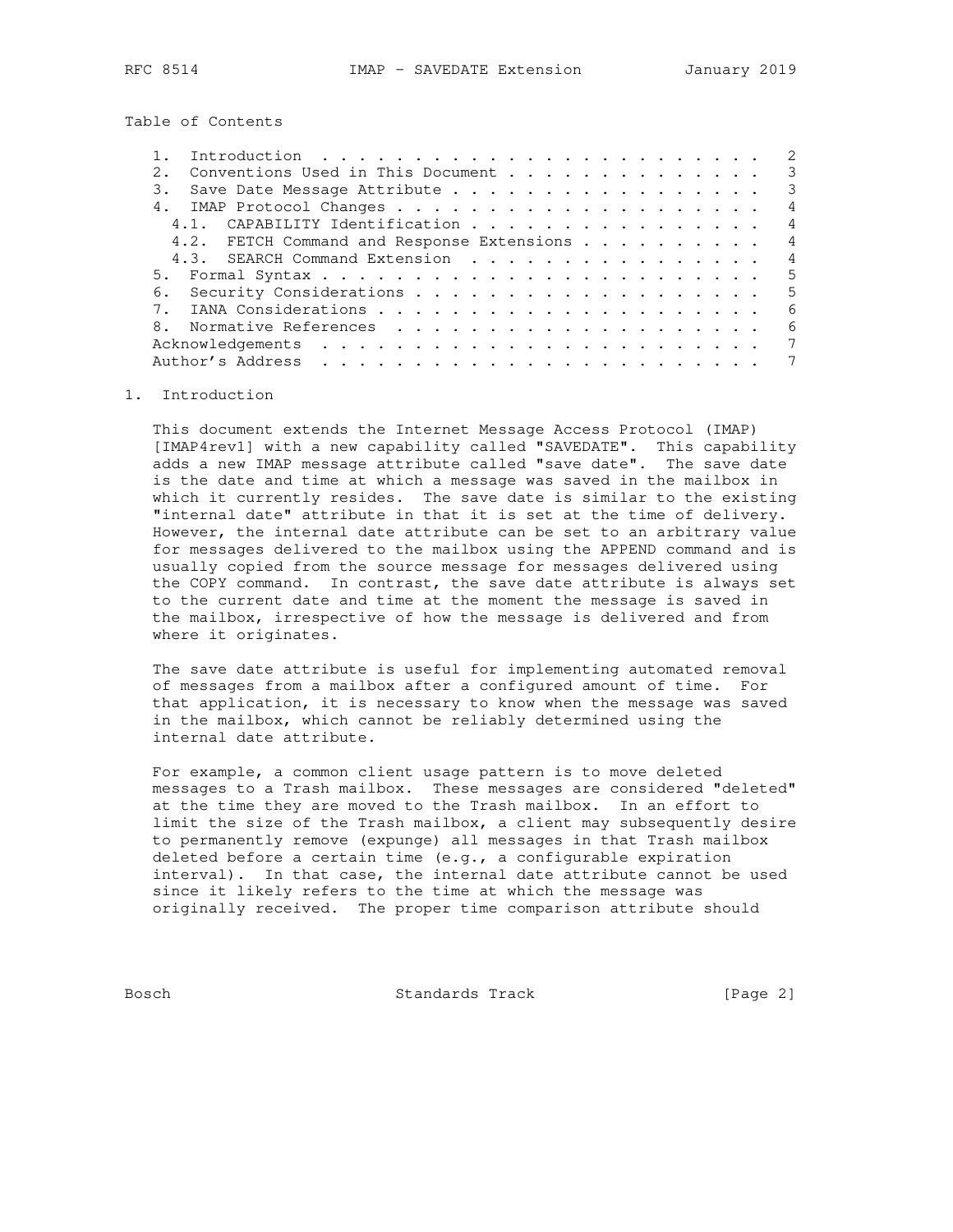Table of Contents

1. Introduction . . . . . . . . . . . . . . . . . . . . . . . . . 2
2. Conventions Used in This Document . . . . . . . . . . . . . . 3
3. Save Date Message Attribute . . . . . . . . . . . . . . . . . 3
4. IMAP Protocol Changes . . . . . . . . . . . . . . . . . . . . 4
   4.1. CAPABILITY Identification . . . . . . . . . . . . . . . . 4
   4.2. FETCH Command and Response Extensions . . . . . . . . . . 4
   4.3. SEARCH Command Extension . . . . . . . . . . . . . . . . 4
5. Formal Syntax . . . . . . . . . . . . . . . . . . . . . . . . 5
6. Security Considerations . . . . . . . . . . . . . . . . . . . 5
7. IANA Considerations . . . . . . . . . . . . . . . . . . . . . 6
8. Normative References . . . . . . . . . . . . . . . . . . . . 6
Acknowledgements . . . . . . . . . . . . . . . . . . . . . . . . 7
Author's Address . . . . . . . . . . . . . . . . . . . . . . . . 7

## 1. Introduction

This document extends the Internet Message Access Protocol (IMAP) [IMAP4rev1] with a new capability called "SAVEDATE". This capability adds a new IMAP message attribute called "save date". The save date is the date and time at which a message was saved in the mailbox in which it currently resides. The save date is similar to the existing "internal date" attribute in that it is set at the time of delivery. However, the internal date attribute can be set to an arbitrary value for messages delivered to the mailbox using the APPEND command and is usually copied from the source message for messages delivered using the COPY command. In contrast, the save date attribute is always set to the current date and time at the moment the message is saved in the mailbox, irrespective of how the message is delivered and from where it originates.

The save date attribute is useful for implementing automated removal of messages from a mailbox after a configured amount of time. For that application, it is necessary to know when the message was saved in the mailbox, which cannot be reliably determined using the internal date attribute.

For example, a common client usage pattern is to move deleted messages to a Trash mailbox. These messages are considered "deleted" at the time they are moved to the Trash mailbox. In an effort to limit the size of the Trash mailbox, a client may subsequently desire to permanently remove (expunge) all messages in that Trash mailbox deleted before a certain time (e.g., a configurable expiration interval). In that case, the internal date attribute cannot be used since it likely refers to the time at which the message was originally received. The proper time comparison attribute should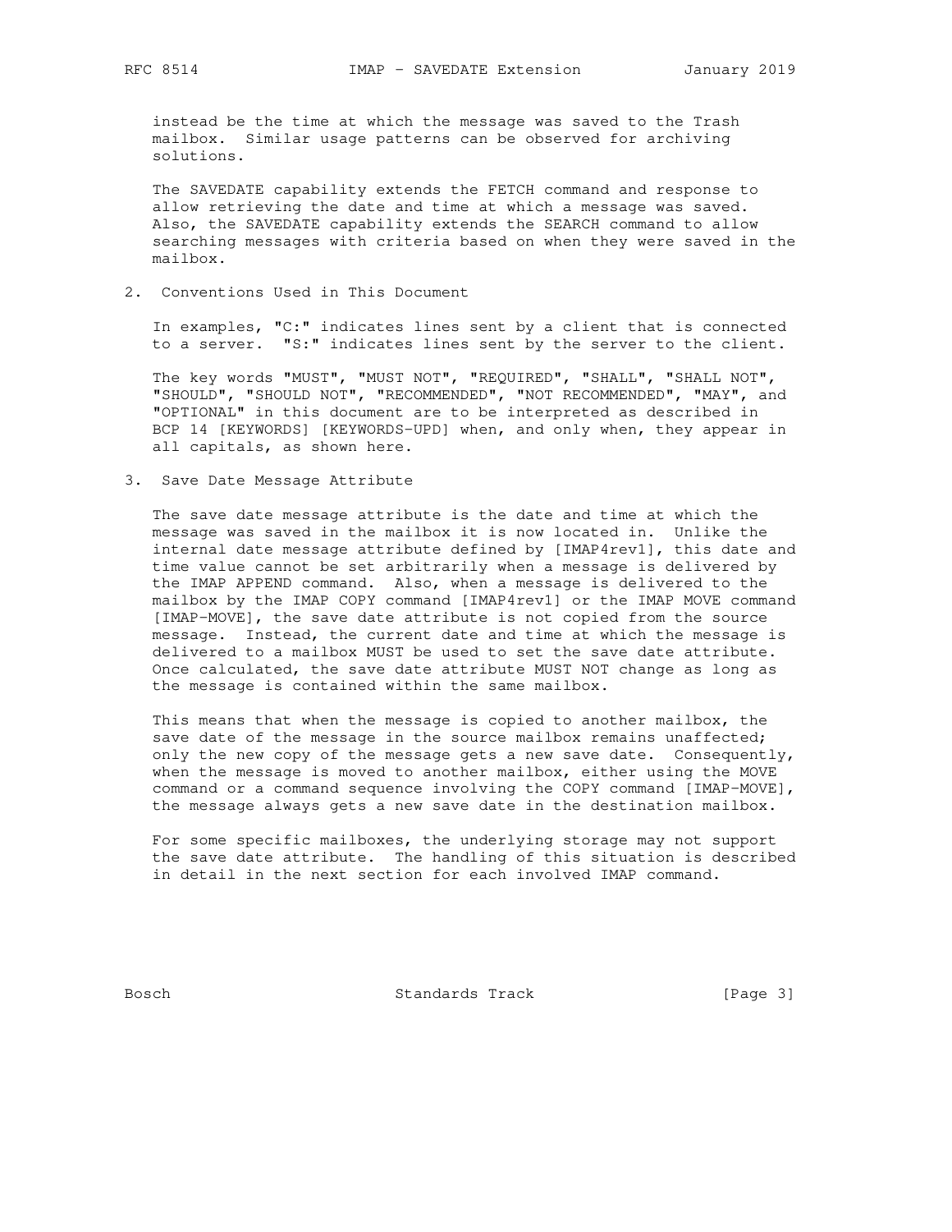instead be the time at which the message was saved to the Trash mailbox. Similar usage patterns can be observed for archiving solutions.

The SAVEDATE capability extends the FETCH command and response to allow retrieving the date and time at which a message was saved. Also, the SAVEDATE capability extends the SEARCH command to allow searching messages with criteria based on when they were saved in the mailbox.

## 2. Conventions Used in This Document

In examples, "C:" indicates lines sent by a client that is connected to a server. "S:" indicates lines sent by the server to the client.

The key words "MUST", "MUST NOT", "REQUIRED", "SHALL", "SHALL NOT", "SHOULD", "SHOULD NOT", "RECOMMENDED", "NOT RECOMMENDED", "MAY", and "OPTIONAL" in this document are to be interpreted as described in BCP 14 [KEYWORDS] [KEYWORDS-UPD] when, and only when, they appear in all capitals, as shown here.

## 3. Save Date Message Attribute

The save date message attribute is the date and time at which the message was saved in the mailbox it is now located in. Unlike the internal date message attribute defined by [IMAP4rev1], this date and time value cannot be set arbitrarily when a message is delivered by the IMAP APPEND command. Also, when a message is delivered to the mailbox by the IMAP COPY command [IMAP4rev1] or the IMAP MOVE command [IMAP-MOVE], the save date attribute is not copied from the source message. Instead, the current date and time at which the message is delivered to a mailbox MUST be used to set the save date attribute. Once calculated, the save date attribute MUST NOT change as long as the message is contained within the same mailbox.

This means that when the message is copied to another mailbox, the save date of the message in the source mailbox remains unaffected; only the new copy of the message gets a new save date. Consequently, when the message is moved to another mailbox, either using the MOVE command or a command sequence involving the COPY command [IMAP-MOVE], the message always gets a new save date in the destination mailbox.

For some specific mailboxes, the underlying storage may not support the save date attribute. The handling of this situation is described in detail in the next section for each involved IMAP command.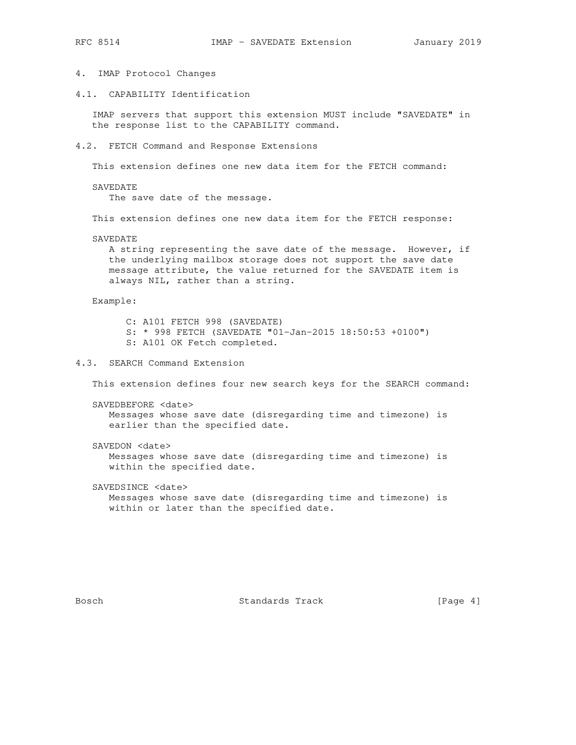# 4. IMAP Protocol Changes

## 4.1. CAPABILITY Identification

IMAP servers that support this extension MUST include "SAVEDATE" in the response list to the CAPABILITY command.

## 4.2. FETCH Command and Response Extensions

This extension defines one new data item for the FETCH command:

SAVEDATE
: The save date of the message.

This extension defines one new data item for the FETCH response:

SAVEDATE
: A string representing the save date of the message. However, if the underlying mailbox storage does not support the save date message attribute, the value returned for the SAVEDATE item is always NIL, rather than a string.

Example:

```
C: A101 FETCH 998 (SAVEDATE)
S: * 998 FETCH (SAVEDATE "01-Jan-2015 18:50:53 +0100")
S: A101 OK Fetch completed.
```

## 4.3. SEARCH Command Extension

This extension defines four new search keys for the SEARCH command:

SAVEDBEFORE <date>
: Messages whose save date (disregarding time and timezone) is earlier than the specified date.

SAVEDON <date>
: Messages whose save date (disregarding time and timezone) is within the specified date.

SAVEDSINCE <date>
: Messages whose save date (disregarding time and timezone) is within or later than the specified date.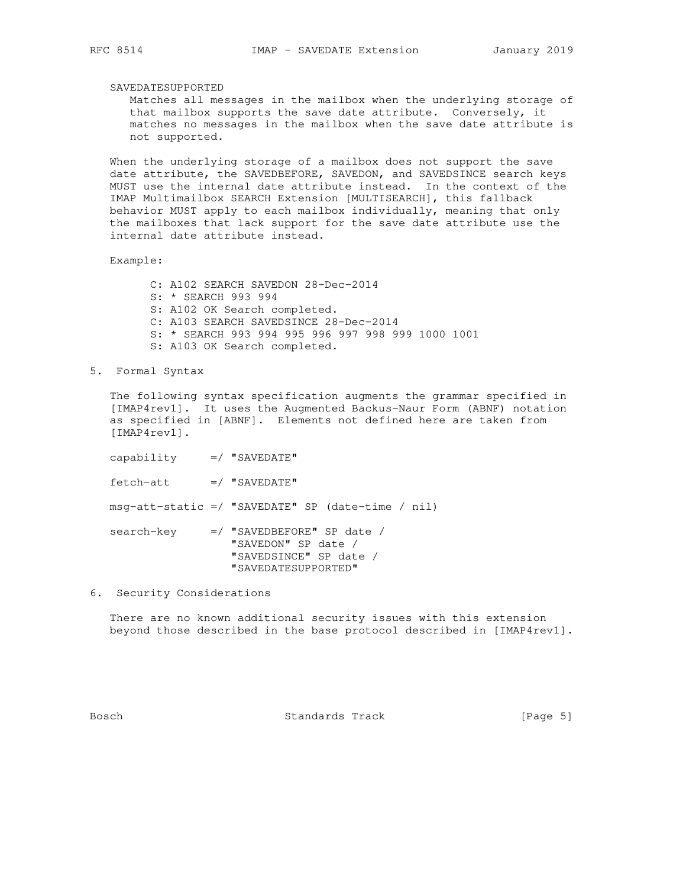SAVEDATESUPPORTED
: Matches all messages in the mailbox when the underlying storage of that mailbox supports the save date attribute. Conversely, it matches no messages in the mailbox when the save date attribute is not supported.

When the underlying storage of a mailbox does not support the save date attribute, the SAVEDBEFORE, SAVEDON, and SAVEDSINCE search keys MUST use the internal date attribute instead. In the context of the IMAP Multimailbox SEARCH Extension [MULTISEARCH], this fallback behavior MUST apply to each mailbox individually, meaning that only the mailboxes that lack support for the save date attribute use the internal date attribute instead.

Example:

```
C: A102 SEARCH SAVEDON 28-Dec-2014
S: * SEARCH 993 994
S: A102 OK Search completed.
C: A103 SEARCH SAVEDSINCE 28-Dec-2014
S: * SEARCH 993 994 995 996 997 998 999 1000 1001
S: A103 OK Search completed.
```

## 5. Formal Syntax

The following syntax specification augments the grammar specified in [IMAP4rev1]. It uses the Augmented Backus-Naur Form (ABNF) notation as specified in [ABNF]. Elements not defined here are taken from [IMAP4rev1].

```
capability     =/ "SAVEDATE"

fetch-att      =/ "SAVEDATE"

msg-att-static =/ "SAVEDATE" SP (date-time / nil)

search-key     =/ "SAVEDBEFORE" SP date /
                  "SAVEDON" SP date /
                  "SAVEDSINCE" SP date /
                  "SAVEDATESUPPORTED"
```

## 6. Security Considerations

There are no known additional security issues with this extension beyond those described in the base protocol described in [IMAP4rev1].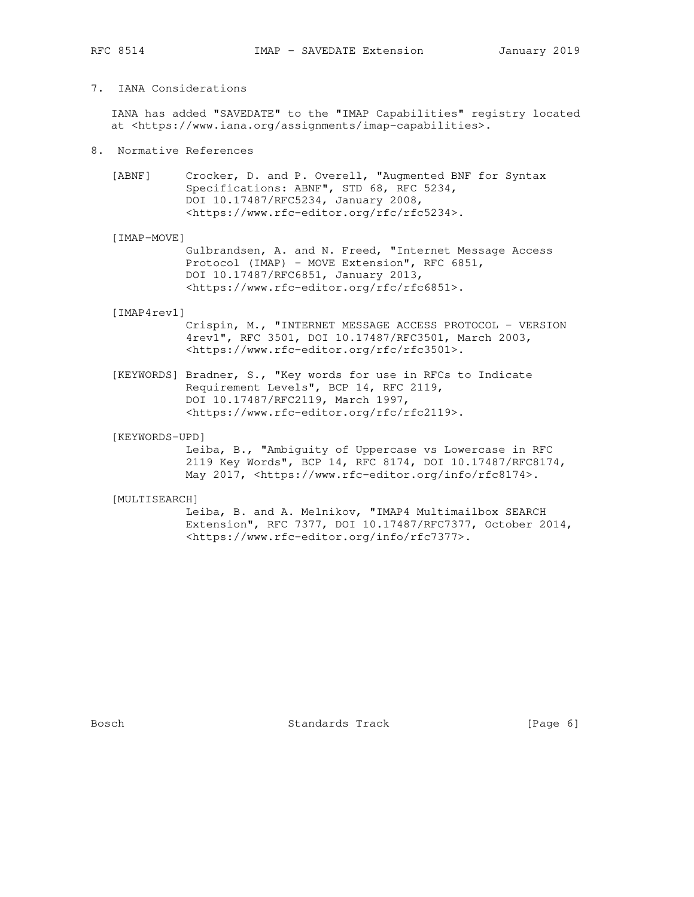## 7. IANA Considerations

IANA has added "SAVEDATE" to the "IMAP Capabilities" registry located at <https://www.iana.org/assignments/imap-capabilities>.

## 8. Normative References

[ABNF] Crocker, D. and P. Overell, "Augmented BNF for Syntax Specifications: ABNF", STD 68, RFC 5234, DOI 10.17487/RFC5234, January 2008, <https://www.rfc-editor.org/rfc/rfc5234>.

[IMAP-MOVE] Gulbrandsen, A. and N. Freed, "Internet Message Access Protocol (IMAP) - MOVE Extension", RFC 6851, DOI 10.17487/RFC6851, January 2013, <https://www.rfc-editor.org/rfc/rfc6851>.

[IMAP4rev1] Crispin, M., "INTERNET MESSAGE ACCESS PROTOCOL - VERSION 4rev1", RFC 3501, DOI 10.17487/RFC3501, March 2003, <https://www.rfc-editor.org/rfc/rfc3501>.

[KEYWORDS] Bradner, S., "Key words for use in RFCs to Indicate Requirement Levels", BCP 14, RFC 2119, DOI 10.17487/RFC2119, March 1997, <https://www.rfc-editor.org/rfc/rfc2119>.

[KEYWORDS-UPD] Leiba, B., "Ambiguity of Uppercase vs Lowercase in RFC 2119 Key Words", BCP 14, RFC 8174, DOI 10.17487/RFC8174, May 2017, <https://www.rfc-editor.org/info/rfc8174>.

[MULTISEARCH] Leiba, B. and A. Melnikov, "IMAP4 Multimailbox SEARCH Extension", RFC 7377, DOI 10.17487/RFC7377, October 2014, <https://www.rfc-editor.org/info/rfc7377>.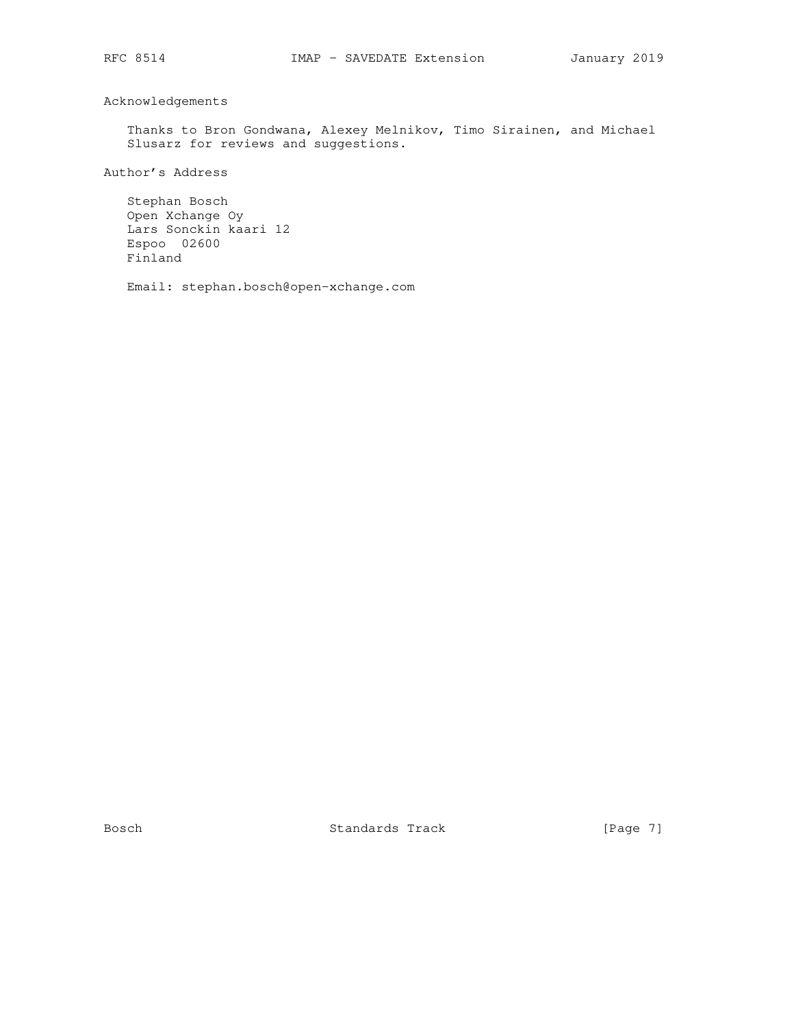## Acknowledgements

Thanks to Bron Gondwana, Alexey Melnikov, Timo Sirainen, and Michael Slusarz for reviews and suggestions.

## Author's Address

Stephan Bosch
Open Xchange Oy
Lars Sonckin kaari 12
Espoo  02600
Finland

Email: stephan.bosch@open-xchange.com